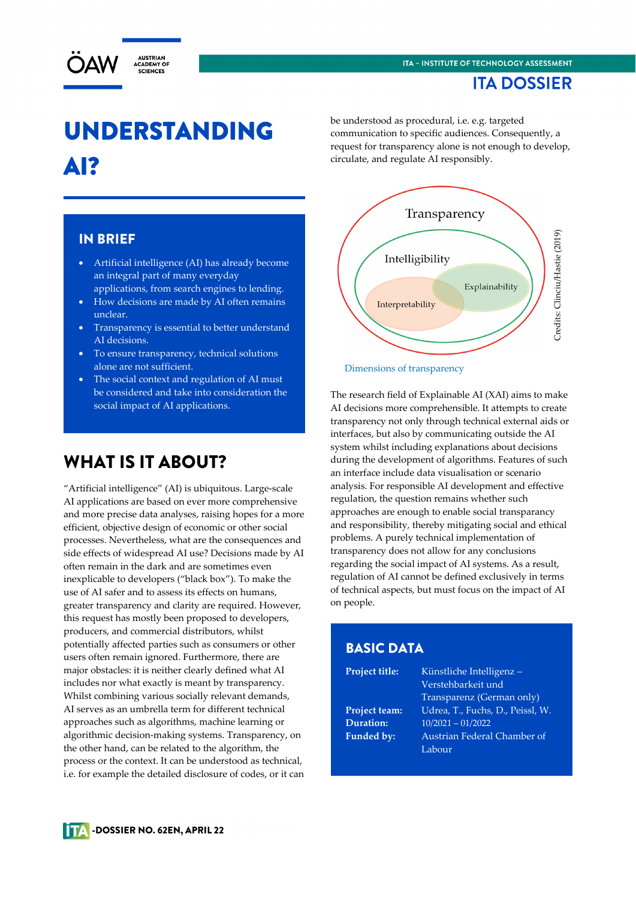# UNDERSTANDING AI?

## IN BRIEF

- Artificial intelligence (AI) has already become an integral part of many everyday applications, from search engines to lending.
- How decisions are made by AI often remains unclear.
- Transparency is essential to better understand AI decisions.
- To ensure transparency, technical solutions alone are not sufficient.
- The social context and regulation of AI must be considered and take into consideration the social impact of AI applications.

## WHAT IS IT ABOUT?

"Artificial intelligence" (AI) is ubiquitous. Large-scale AI applications are based on ever more comprehensive and more precise data analyses, raising hopes for a more efficient, objective design of economic or other social processes. Nevertheless, what are the consequences and side effects of widespread AI use? Decisions made by AI often remain in the dark and are sometimes even inexplicable to developers ("black box"). To make the use of AI safer and to assess its effects on humans, greater transparency and clarity are required. However, this request has mostly been proposed to developers, producers, and commercial distributors, whilst potentially affected parties such as consumers or other users often remain ignored. Furthermore, there are major obstacles: it is neither clearly defined what AI includes nor what exactly is meant by transparency. Whilst combining various socially relevant demands, AI serves as an umbrella term for different technical approaches such as algorithms, machine learning or algorithmic decision-making systems. Transparency, on the other hand, can be related to the algorithm, the process or the context. It can be understood as technical, i.e. for example the detailed disclosure of codes, or it can be understood as procedural, i.e. e.g. targeted communication to specific audiences. Consequently, a request for transparency alone is not enough to develop, circulate, and regulate AI responsibly.

Transparency
Intelligibility
Explainability
Interpretability
Credits: Clinciu/Hastie (2019)

Dimensions of transparency

The research field of Explainable AI (XAI) aims to make AI decisions more comprehensible. It attempts to create transparency not only through technical external aids or interfaces, but also by communicating outside the AI system whilst including explanations about decisions during the development of algorithms. Features of such an interface include data visualisation or scenario analysis. For responsible AI development and effective regulation, the question remains whether such approaches are enough to enable social transparancy and responsibility, thereby mitigating social and ethical problems. A purely technical implementation of transparency does not allow for any conclusions regarding the social impact of AI systems. As a result, regulation of AI cannot be defined exclusively in terms of technical aspects, but must focus on the impact of AI on people.

## BASIC DATA

| | |
|---|---|
| **Project title:** | Künstliche Intelligenz – Verstehbarkeit und Transparenz (German only) |
| **Project team:** | Udrea, T., Fuchs, D., Peissl, W. |
| **Duration:** | 10/2021 – 01/2022 |
| **Funded by:** | Austrian Federal Chamber of Labour |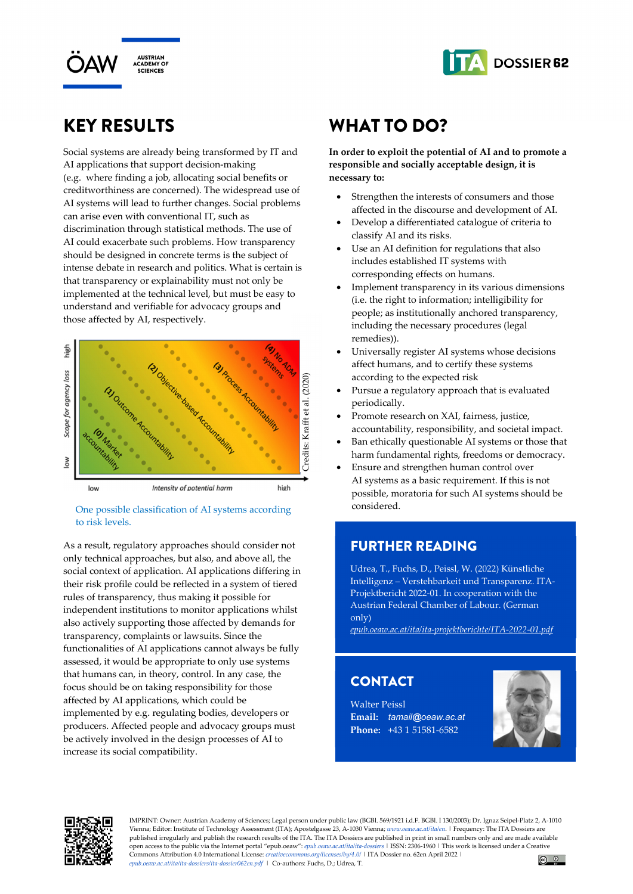# KEY RESULTS

Social systems are already being transformed by IT and AI applications that support decision-making (e.g. where finding a job, allocating social benefits or creditworthiness are concerned). The widespread use of AI systems will lead to further changes. Social problems can arise even with conventional IT, such as discrimination through statistical methods. The use of AI could exacerbate such problems. How transparency should be designed in concrete terms is the subject of intense debate in research and politics. What is certain is that transparency or explainability must not only be implemented at the technical level, but must be easy to understand and verifiable for advocacy groups and those affected by AI, respectively.

high
Scope for agency loss
low
(0) Market accountability
(1) Outcome Accountability
(2) Objective-based Accountability
(3) Process Accountability
(4) No ADM Systems
low
Intensity of potential harm
high
Credits: Krafft et al. (2020)

One possible classification of AI systems according to risk levels.

As a result, regulatory approaches should consider not only technical approaches, but also, and above all, the social context of application. AI applications differing in their risk profile could be reflected in a system of tiered rules of transparency, thus making it possible for independent institutions to monitor applications whilst also actively supporting those affected by demands for transparency, complaints or lawsuits. Since the functionalities of AI applications cannot always be fully assessed, it would be appropriate to only use systems that humans can, in theory, control. In any case, the focus should be on taking responsibility for those affected by AI applications, which could be implemented by e.g. regulating bodies, developers or producers. Affected people and advocacy groups must be actively involved in the design processes of AI to increase its social compatibility.

# WHAT TO DO?

**In order to exploit the potential of AI and to promote a responsible and socially acceptable design, it is necessary to:**

- Strengthen the interests of consumers and those affected in the discourse and development of AI.
- Develop a differentiated catalogue of criteria to classify AI and its risks.
- Use an AI definition for regulations that also includes established IT systems with corresponding effects on humans.
- Implement transparency in its various dimensions (i.e. the right to information; intelligibility for people; as institutionally anchored transparency, including the necessary procedures (legal remedies)).
- Universally register AI systems whose decisions affect humans, and to certify these systems according to the expected risk
- Pursue a regulatory approach that is evaluated periodically.
- Promote research on XAI, fairness, justice, accountability, responsibility, and societal impact.
- Ban ethically questionable AI systems or those that harm fundamental rights, freedoms or democracy.
- Ensure and strengthen human control over AI systems as a basic requirement. If this is not possible, moratoria for such AI systems should be considered.

## FURTHER READING

Udrea, T., Fuchs, D., Peissl, W. (2022) Künstliche Intelligenz – Verstehbarkeit und Transparenz. ITA-Projektbericht 2022-01. In cooperation with the Austrian Federal Chamber of Labour. (German only)
epub.oeaw.ac.at/ita/ita-projektberichte/ITA-2022-01.pdf

## CONTACT

Walter Peissl
**Email:** tamail@oeaw.ac.at
**Phone:** +43 1 51581-6582

IMPRINT: Owner: Austrian Academy of Sciences; Legal person under public law (BGBl. 569/1921 i.d.F. BGBl. I 130/2003); Dr. Ignaz Seipel-Platz 2, A-1010 Vienna; Editor: Institute of Technology Assessment (ITA); Apostelgasse 23, A-1030 Vienna; www.oeaw.ac.at/ita/en. | Frequency: The ITA Dossiers are published irregularly and publish the research results of the ITA. The ITA Dossiers are published in print in small numbers only and are made available open access to the public via the Internet portal "epub.oeaw": epub.oeaw.ac.at/ita/ita-dossiers | ISSN: 2306-1960 | This work is licensed under a Creative Commons Attribution 4.0 International License: creativecommons.org/licenses/by/4.0/ | ITA Dossier no. 62en April 2022 | epub.oeaw.ac.at/ita/ita-dossiers/ita-dossier062en.pdf | Co-authors: Fuchs, D.; Udrea, T.